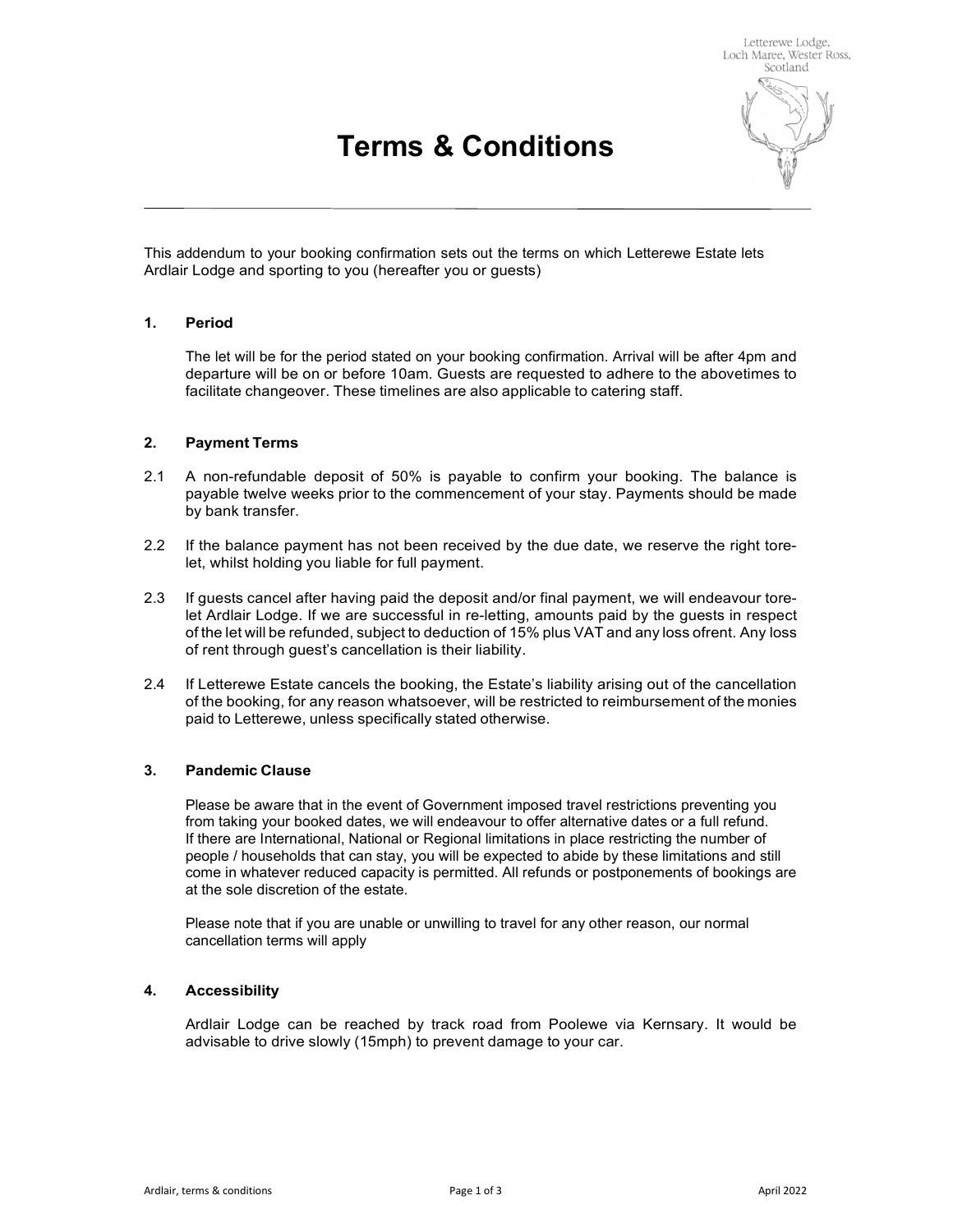Letterewe Lodge,
Loch Maree, Wester Ross,
Scotland

# Terms & Conditions

This addendum to your booking confirmation sets out the terms on which Letterewe Estate lets Ardlair Lodge and sporting to you (hereafter you or guests)

## 1. Period

The let will be for the period stated on your booking confirmation. Arrival will be after 4pm and departure will be on or before 10am. Guests are requested to adhere to the abovetimes to facilitate changeover. These timelines are also applicable to catering staff.

## 2. Payment Terms

2.1 A non-refundable deposit of 50% is payable to confirm your booking. The balance is payable twelve weeks prior to the commencement of your stay. Payments should be made by bank transfer.

2.2 If the balance payment has not been received by the due date, we reserve the right tore-let, whilst holding you liable for full payment.

2.3 If guests cancel after having paid the deposit and/or final payment, we will endeavour tore-let Ardlair Lodge. If we are successful in re-letting, amounts paid by the guests in respect of the let will be refunded, subject to deduction of 15% plus VAT and any loss ofrent. Any loss of rent through guest's cancellation is their liability.

2.4 If Letterewe Estate cancels the booking, the Estate's liability arising out of the cancellation of the booking, for any reason whatsoever, will be restricted to reimbursement of the monies paid to Letterewe, unless specifically stated otherwise.

## 3. Pandemic Clause

Please be aware that in the event of Government imposed travel restrictions preventing you from taking your booked dates, we will endeavour to offer alternative dates or a full refund. If there are International, National or Regional limitations in place restricting the number of people / households that can stay, you will be expected to abide by these limitations and still come in whatever reduced capacity is permitted. All refunds or postponements of bookings are at the sole discretion of the estate.

Please note that if you are unable or unwilling to travel for any other reason, our normal cancellation terms will apply

## 4. Accessibility

Ardlair Lodge can be reached by track road from Poolewe via Kernsary. It would be advisable to drive slowly (15mph) to prevent damage to your car.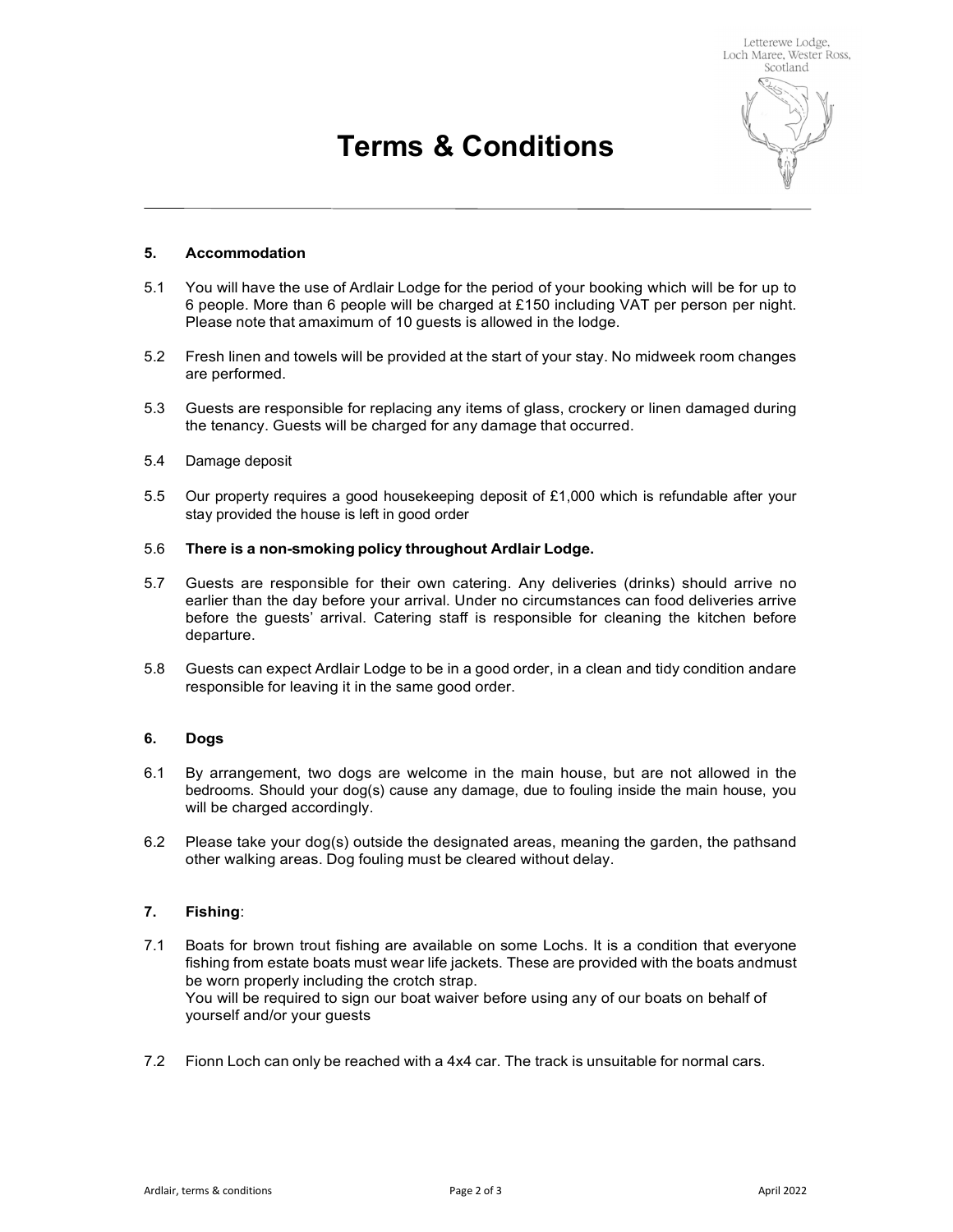Letterewe Lodge,
Loch Maree, Wester Ross,
Scotland

# Terms & Conditions

### 5. Accommodation

5.1 You will have the use of Ardlair Lodge for the period of your booking which will be for up to 6 people. More than 6 people will be charged at £150 including VAT per person per night. Please note that amaximum of 10 guests is allowed in the lodge.

5.2 Fresh linen and towels will be provided at the start of your stay. No midweek room changes are performed.

5.3 Guests are responsible for replacing any items of glass, crockery or linen damaged during the tenancy. Guests will be charged for any damage that occurred.

5.4 Damage deposit

5.5 Our property requires a good housekeeping deposit of £1,000 which is refundable after your stay provided the house is left in good order

5.6 **There is a non-smoking policy throughout Ardlair Lodge.**

5.7 Guests are responsible for their own catering. Any deliveries (drinks) should arrive no earlier than the day before your arrival. Under no circumstances can food deliveries arrive before the guests' arrival. Catering staff is responsible for cleaning the kitchen before departure.

5.8 Guests can expect Ardlair Lodge to be in a good order, in a clean and tidy condition andare responsible for leaving it in the same good order.

### 6. Dogs

6.1 By arrangement, two dogs are welcome in the main house, but are not allowed in the bedrooms. Should your dog(s) cause any damage, due to fouling inside the main house, you will be charged accordingly.

6.2 Please take your dog(s) outside the designated areas, meaning the garden, the pathsand other walking areas. Dog fouling must be cleared without delay.

### 7. Fishing:

7.1 Boats for brown trout fishing are available on some Lochs. It is a condition that everyone fishing from estate boats must wear life jackets. These are provided with the boats andmust be worn properly including the crotch strap.
You will be required to sign our boat waiver before using any of our boats on behalf of yourself and/or your guests

7.2 Fionn Loch can only be reached with a 4x4 car. The track is unsuitable for normal cars.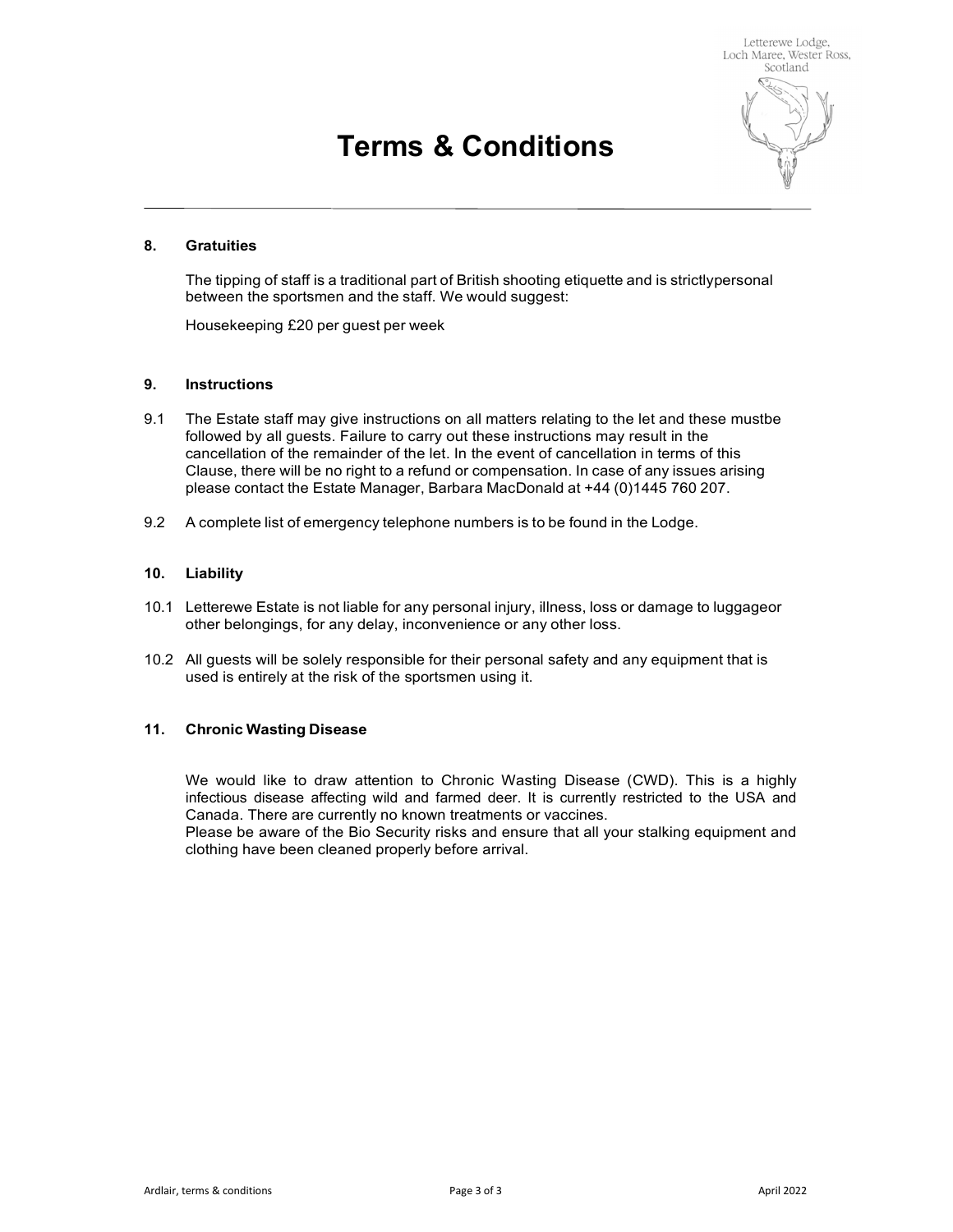# Terms & Conditions

Letterewe Lodge,
Loch Maree, Wester Ross,
Scotland

**8. Gratuities**

The tipping of staff is a traditional part of British shooting etiquette and is strictlypersonal between the sportsmen and the staff. We would suggest:

Housekeeping £20 per guest per week

**9. Instructions**

9.1 The Estate staff may give instructions on all matters relating to the let and these mustbe followed by all guests. Failure to carry out these instructions may result in the cancellation of the remainder of the let. In the event of cancellation in terms of this Clause, there will be no right to a refund or compensation. In case of any issues arising please contact the Estate Manager, Barbara MacDonald at +44 (0)1445 760 207.

9.2 A complete list of emergency telephone numbers is to be found in the Lodge.

**10. Liability**

10.1 Letterewe Estate is not liable for any personal injury, illness, loss or damage to luggageor other belongings, for any delay, inconvenience or any other loss.

10.2 All guests will be solely responsible for their personal safety and any equipment that is used is entirely at the risk of the sportsmen using it.

**11. Chronic Wasting Disease**

We would like to draw attention to Chronic Wasting Disease (CWD). This is a highly infectious disease affecting wild and farmed deer. It is currently restricted to the USA and Canada. There are currently no known treatments or vaccines.
Please be aware of the Bio Security risks and ensure that all your stalking equipment and clothing have been cleaned properly before arrival.